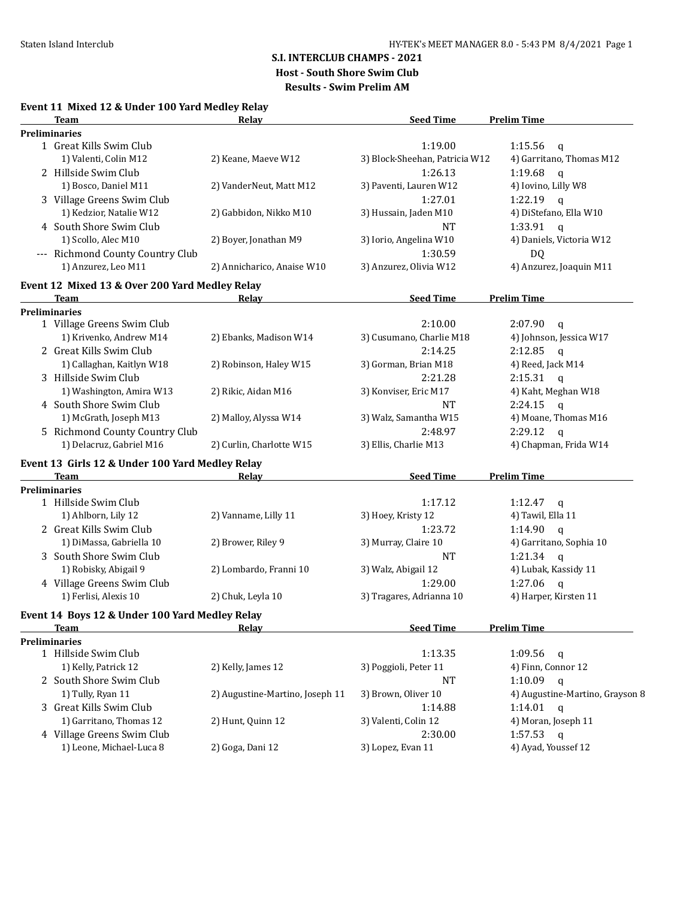# S.I. INTERCLUB CHAMPS - 2021

## Host - South Shore Swim Club

### Results - Swim Prelim AM

#### Event 11 Mixed 12 & Under 100 Yard Medley Relay

| | Team | Relay | Seed Time | Prelim Time |
|---|---|---|---|---|
| **Preliminaries** | | | | |
| 1 | Great Kills Swim Club | | 1:19.00 | 1:15.56 q |
| | 1) Valenti, Colin M12 | 2) Keane, Maeve W12 | 3) Block-Sheehan, Patricia W12 | 4) Garritano, Thomas M12 |
| 2 | Hillside Swim Club | | 1:26.13 | 1:19.68 q |
| | 1) Bosco, Daniel M11 | 2) VanderNeut, Matt M12 | 3) Paventi, Lauren W12 | 4) Iovino, Lilly W8 |
| 3 | Village Greens Swim Club | | 1:27.01 | 1:22.19 q |
| | 1) Kedzior, Natalie W12 | 2) Gabbidon, Nikko M10 | 3) Hussain, Jaden M10 | 4) DiStefano, Ella W10 |
| 4 | South Shore Swim Club | | NT | 1:33.91 q |
| | 1) Scollo, Alec M10 | 2) Boyer, Jonathan M9 | 3) Iorio, Angelina W10 | 4) Daniels, Victoria W12 |
| --- | Richmond County Country Club | | 1:30.59 | DQ |
| | 1) Anzurez, Leo M11 | 2) Annicharico, Anaise W10 | 3) Anzurez, Olivia W12 | 4) Anzurez, Joaquin M11 |

#### Event 12 Mixed 13 & Over 200 Yard Medley Relay

| | Team | Relay | Seed Time | Prelim Time |
|---|---|---|---|---|
| **Preliminaries** | | | | |
| 1 | Village Greens Swim Club | | 2:10.00 | 2:07.90 q |
| | 1) Krivenko, Andrew M14 | 2) Ebanks, Madison W14 | 3) Cusumano, Charlie M18 | 4) Johnson, Jessica W17 |
| 2 | Great Kills Swim Club | | 2:14.25 | 2:12.85 q |
| | 1) Callaghan, Kaitlyn W18 | 2) Robinson, Haley W15 | 3) Gorman, Brian M18 | 4) Reed, Jack M14 |
| 3 | Hillside Swim Club | | 2:21.28 | 2:15.31 q |
| | 1) Washington, Amira W13 | 2) Rikic, Aidan M16 | 3) Konviser, Eric M17 | 4) Kaht, Meghan W18 |
| 4 | South Shore Swim Club | | NT | 2:24.15 q |
| | 1) McGrath, Joseph M13 | 2) Malloy, Alyssa W14 | 3) Walz, Samantha W15 | 4) Moane, Thomas M16 |
| 5 | Richmond County Country Club | | 2:48.97 | 2:29.12 q |
| | 1) Delacruz, Gabriel M16 | 2) Curlin, Charlotte W15 | 3) Ellis, Charlie M13 | 4) Chapman, Frida W14 |

#### Event 13 Girls 12 & Under 100 Yard Medley Relay

| | Team | Relay | Seed Time | Prelim Time |
|---|---|---|---|---|
| **Preliminaries** | | | | |
| 1 | Hillside Swim Club | | 1:17.12 | 1:12.47 q |
| | 1) Ahlborn, Lily 12 | 2) Vanname, Lilly 11 | 3) Hoey, Kristy 12 | 4) Tawil, Ella 11 |
| 2 | Great Kills Swim Club | | 1:23.72 | 1:14.90 q |
| | 1) DiMassa, Gabriella 10 | 2) Brower, Riley 9 | 3) Murray, Claire 10 | 4) Garritano, Sophia 10 |
| 3 | South Shore Swim Club | | NT | 1:21.34 q |
| | 1) Robisky, Abigail 9 | 2) Lombardo, Franni 10 | 3) Walz, Abigail 12 | 4) Lubak, Kassidy 11 |
| 4 | Village Greens Swim Club | | 1:29.00 | 1:27.06 q |
| | 1) Ferlisi, Alexis 10 | 2) Chuk, Leyla 10 | 3) Tragares, Adrianna 10 | 4) Harper, Kirsten 11 |

#### Event 14 Boys 12 & Under 100 Yard Medley Relay

| | Team | Relay | Seed Time | Prelim Time |
|---|---|---|---|---|
| **Preliminaries** | | | | |
| 1 | Hillside Swim Club | | 1:13.35 | 1:09.56 q |
| | 1) Kelly, Patrick 12 | 2) Kelly, James 12 | 3) Poggioli, Peter 11 | 4) Finn, Connor 12 |
| 2 | South Shore Swim Club | | NT | 1:10.09 q |
| | 1) Tully, Ryan 11 | 2) Augustine-Martino, Joseph 11 | 3) Brown, Oliver 10 | 4) Augustine-Martino, Grayson 8 |
| 3 | Great Kills Swim Club | | 1:14.88 | 1:14.01 q |
| | 1) Garritano, Thomas 12 | 2) Hunt, Quinn 12 | 3) Valenti, Colin 12 | 4) Moran, Joseph 11 |
| 4 | Village Greens Swim Club | | 2:30.00 | 1:57.53 q |
| | 1) Leone, Michael-Luca 8 | 2) Goga, Dani 12 | 3) Lopez, Evan 11 | 4) Ayad, Youssef 12 |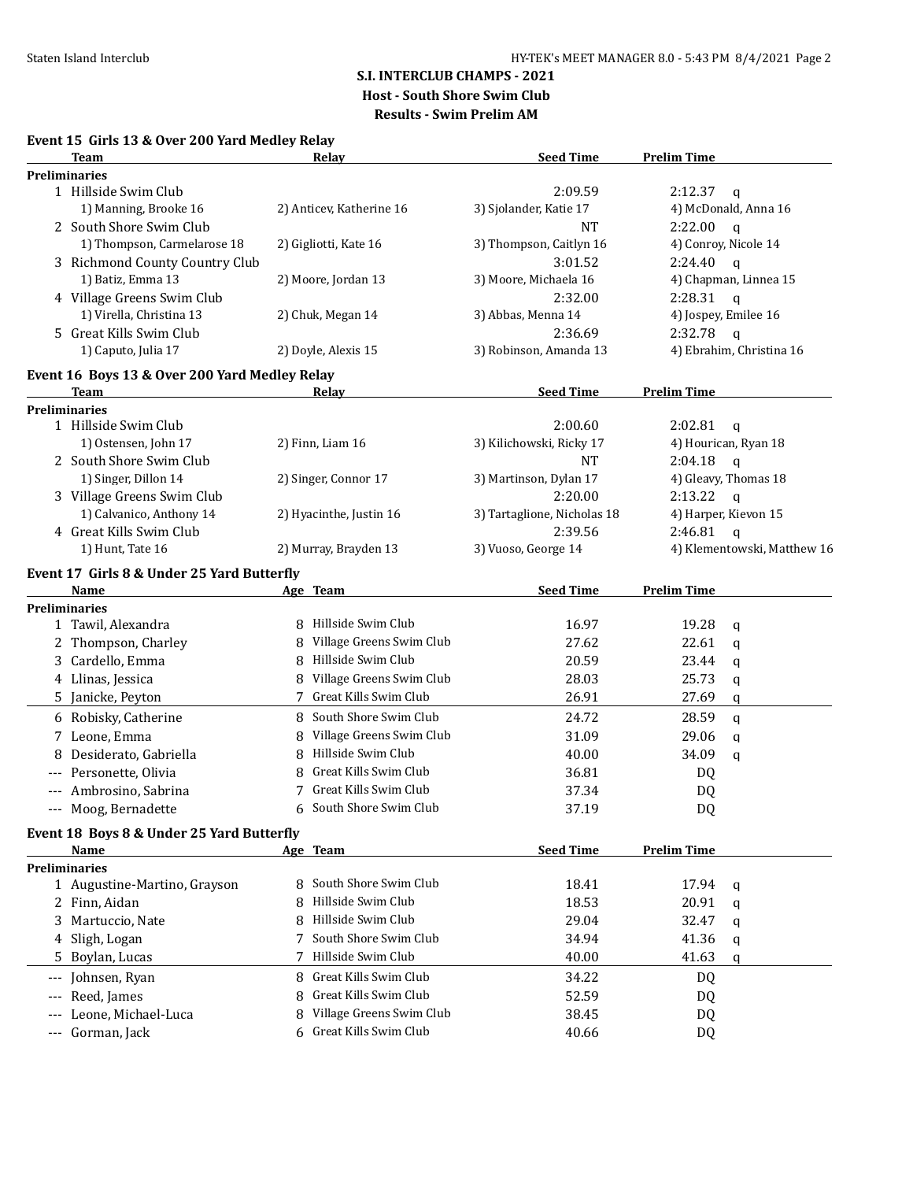## S.I. INTERCLUB CHAMPS - 2021

### Host - South Shore Swim Club

### Results - Swim Prelim AM

**Event 15 Girls 13 & Over 200 Yard Medley Relay**

| | Team | Relay | Seed Time | Prelim Time |
|---|---|---|---|---|
| **Preliminaries** | | | | |
| 1 | Hillside Swim Club | | 2:09.59 | 2:12.37 q |
| | 1) Manning, Brooke 16 | 2) Anticev, Katherine 16 | 3) Sjolander, Katie 17 | 4) McDonald, Anna 16 |
| 2 | South Shore Swim Club | | NT | 2:22.00 q |
| | 1) Thompson, Carmelarose 18 | 2) Gigliotti, Kate 16 | 3) Thompson, Caitlyn 16 | 4) Conroy, Nicole 14 |
| 3 | Richmond County Country Club | | 3:01.52 | 2:24.40 q |
| | 1) Batiz, Emma 13 | 2) Moore, Jordan 13 | 3) Moore, Michaela 16 | 4) Chapman, Linnea 15 |
| 4 | Village Greens Swim Club | | 2:32.00 | 2:28.31 q |
| | 1) Virella, Christina 13 | 2) Chuk, Megan 14 | 3) Abbas, Menna 14 | 4) Jospey, Emilee 16 |
| 5 | Great Kills Swim Club | | 2:36.69 | 2:32.78 q |
| | 1) Caputo, Julia 17 | 2) Doyle, Alexis 15 | 3) Robinson, Amanda 13 | 4) Ebrahim, Christina 16 |

**Event 16 Boys 13 & Over 200 Yard Medley Relay**

| | Team | Relay | Seed Time | Prelim Time |
|---|---|---|---|---|
| **Preliminaries** | | | | |
| 1 | Hillside Swim Club | | 2:00.60 | 2:02.81 q |
| | 1) Ostensen, John 17 | 2) Finn, Liam 16 | 3) Kilichowski, Ricky 17 | 4) Hourican, Ryan 18 |
| 2 | South Shore Swim Club | | NT | 2:04.18 q |
| | 1) Singer, Dillon 14 | 2) Singer, Connor 17 | 3) Martinson, Dylan 17 | 4) Gleavy, Thomas 18 |
| 3 | Village Greens Swim Club | | 2:20.00 | 2:13.22 q |
| | 1) Calvanico, Anthony 14 | 2) Hyacinthe, Justin 16 | 3) Tartaglione, Nicholas 18 | 4) Harper, Kievon 15 |
| 4 | Great Kills Swim Club | | 2:39.56 | 2:46.81 q |
| | 1) Hunt, Tate 16 | 2) Murray, Brayden 13 | 3) Vuoso, George 14 | 4) Klementowski, Matthew 16 |

**Event 17 Girls 8 & Under 25 Yard Butterfly**

| | Name | Age | Team | Seed Time | Prelim Time |
|---|---|---|---|---|---|
| **Preliminaries** | | | | | |
| 1 | Tawil, Alexandra | 8 | Hillside Swim Club | 16.97 | 19.28 q |
| 2 | Thompson, Charley | 8 | Village Greens Swim Club | 27.62 | 22.61 q |
| 3 | Cardello, Emma | 8 | Hillside Swim Club | 20.59 | 23.44 q |
| 4 | Llinas, Jessica | 8 | Village Greens Swim Club | 28.03 | 25.73 q |
| 5 | Janicke, Peyton | 7 | Great Kills Swim Club | 26.91 | 27.69 q |
| 6 | Robisky, Catherine | 8 | South Shore Swim Club | 24.72 | 28.59 q |
| 7 | Leone, Emma | 8 | Village Greens Swim Club | 31.09 | 29.06 q |
| 8 | Desiderato, Gabriella | 8 | Hillside Swim Club | 40.00 | 34.09 q |
| --- | Personette, Olivia | 8 | Great Kills Swim Club | 36.81 | DQ |
| --- | Ambrosino, Sabrina | 7 | Great Kills Swim Club | 37.34 | DQ |
| --- | Moog, Bernadette | 6 | South Shore Swim Club | 37.19 | DQ |

**Event 18 Boys 8 & Under 25 Yard Butterfly**

| | Name | Age | Team | Seed Time | Prelim Time |
|---|---|---|---|---|---|
| **Preliminaries** | | | | | |
| 1 | Augustine-Martino, Grayson | 8 | South Shore Swim Club | 18.41 | 17.94 q |
| 2 | Finn, Aidan | 8 | Hillside Swim Club | 18.53 | 20.91 q |
| 3 | Martuccio, Nate | 8 | Hillside Swim Club | 29.04 | 32.47 q |
| 4 | Sligh, Logan | 7 | South Shore Swim Club | 34.94 | 41.36 q |
| 5 | Boylan, Lucas | 7 | Hillside Swim Club | 40.00 | 41.63 q |
| --- | Johnsen, Ryan | 8 | Great Kills Swim Club | 34.22 | DQ |
| --- | Reed, James | 8 | Great Kills Swim Club | 52.59 | DQ |
| --- | Leone, Michael-Luca | 8 | Village Greens Swim Club | 38.45 | DQ |
| --- | Gorman, Jack | 6 | Great Kills Swim Club | 40.66 | DQ |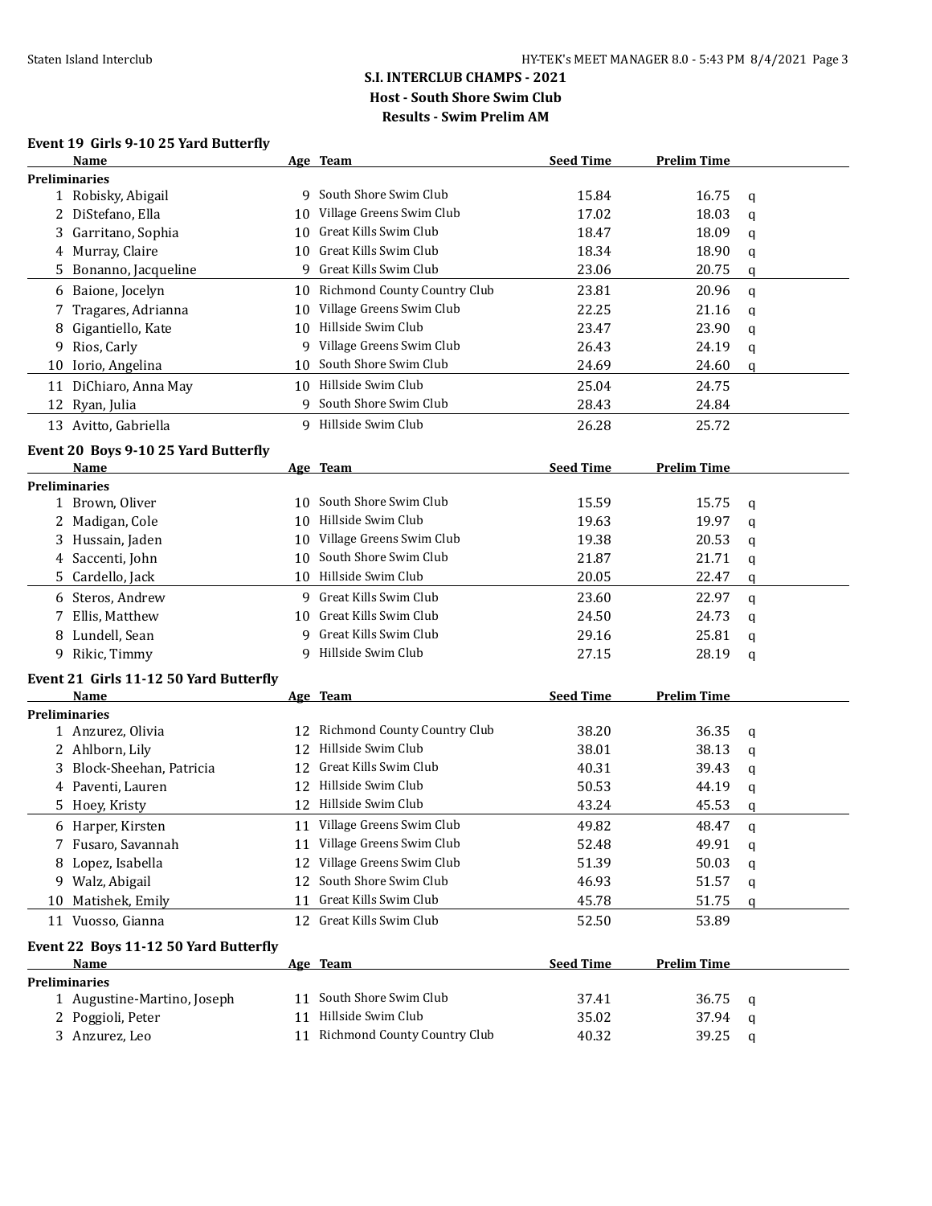## S.I. INTERCLUB CHAMPS - 2021

**Host - South Shore Swim Club**

**Results - Swim Prelim AM**

### Event 19 Girls 9-10 25 Yard Butterfly

| | Name | Age | Team | Seed Time | Prelim Time | |
|---|---|---|---|---|---|---|
| **Preliminaries** | | | | | | |
| 1 | Robisky, Abigail | 9 | South Shore Swim Club | 15.84 | 16.75 | q |
| 2 | DiStefano, Ella | 10 | Village Greens Swim Club | 17.02 | 18.03 | q |
| 3 | Garritano, Sophia | 10 | Great Kills Swim Club | 18.47 | 18.09 | q |
| 4 | Murray, Claire | 10 | Great Kills Swim Club | 18.34 | 18.90 | q |
| 5 | Bonanno, Jacqueline | 9 | Great Kills Swim Club | 23.06 | 20.75 | q |
| 6 | Baione, Jocelyn | 10 | Richmond County Country Club | 23.81 | 20.96 | q |
| 7 | Tragares, Adrianna | 10 | Village Greens Swim Club | 22.25 | 21.16 | q |
| 8 | Gigantiello, Kate | 10 | Hillside Swim Club | 23.47 | 23.90 | q |
| 9 | Rios, Carly | 9 | Village Greens Swim Club | 26.43 | 24.19 | q |
| 10 | Iorio, Angelina | 10 | South Shore Swim Club | 24.69 | 24.60 | q |
| 11 | DiChiaro, Anna May | 10 | Hillside Swim Club | 25.04 | 24.75 | |
| 12 | Ryan, Julia | 9 | South Shore Swim Club | 28.43 | 24.84 | |
| 13 | Avitto, Gabriella | 9 | Hillside Swim Club | 26.28 | 25.72 | |

### Event 20 Boys 9-10 25 Yard Butterfly

| | Name | Age | Team | Seed Time | Prelim Time | |
|---|---|---|---|---|---|---|
| **Preliminaries** | | | | | | |
| 1 | Brown, Oliver | 10 | South Shore Swim Club | 15.59 | 15.75 | q |
| 2 | Madigan, Cole | 10 | Hillside Swim Club | 19.63 | 19.97 | q |
| 3 | Hussain, Jaden | 10 | Village Greens Swim Club | 19.38 | 20.53 | q |
| 4 | Saccenti, John | 10 | South Shore Swim Club | 21.87 | 21.71 | q |
| 5 | Cardello, Jack | 10 | Hillside Swim Club | 20.05 | 22.47 | q |
| 6 | Steros, Andrew | 9 | Great Kills Swim Club | 23.60 | 22.97 | q |
| 7 | Ellis, Matthew | 10 | Great Kills Swim Club | 24.50 | 24.73 | q |
| 8 | Lundell, Sean | 9 | Great Kills Swim Club | 29.16 | 25.81 | q |
| 9 | Rikic, Timmy | 9 | Hillside Swim Club | 27.15 | 28.19 | q |

### Event 21 Girls 11-12 50 Yard Butterfly

| | Name | Age | Team | Seed Time | Prelim Time | |
|---|---|---|---|---|---|---|
| **Preliminaries** | | | | | | |
| 1 | Anzurez, Olivia | 12 | Richmond County Country Club | 38.20 | 36.35 | q |
| 2 | Ahlborn, Lily | 12 | Hillside Swim Club | 38.01 | 38.13 | q |
| 3 | Block-Sheehan, Patricia | 12 | Great Kills Swim Club | 40.31 | 39.43 | q |
| 4 | Paventi, Lauren | 12 | Hillside Swim Club | 50.53 | 44.19 | q |
| 5 | Hoey, Kristy | 12 | Hillside Swim Club | 43.24 | 45.53 | q |
| 6 | Harper, Kirsten | 11 | Village Greens Swim Club | 49.82 | 48.47 | q |
| 7 | Fusaro, Savannah | 11 | Village Greens Swim Club | 52.48 | 49.91 | q |
| 8 | Lopez, Isabella | 12 | Village Greens Swim Club | 51.39 | 50.03 | q |
| 9 | Walz, Abigail | 12 | South Shore Swim Club | 46.93 | 51.57 | q |
| 10 | Matishek, Emily | 11 | Great Kills Swim Club | 45.78 | 51.75 | q |
| 11 | Vuosso, Gianna | 12 | Great Kills Swim Club | 52.50 | 53.89 | |

### Event 22 Boys 11-12 50 Yard Butterfly

| | Name | Age | Team | Seed Time | Prelim Time | |
|---|---|---|---|---|---|---|
| **Preliminaries** | | | | | | |
| 1 | Augustine-Martino, Joseph | 11 | South Shore Swim Club | 37.41 | 36.75 | q |
| 2 | Poggioli, Peter | 11 | Hillside Swim Club | 35.02 | 37.94 | q |
| 3 | Anzurez, Leo | 11 | Richmond County Country Club | 40.32 | 39.25 | q |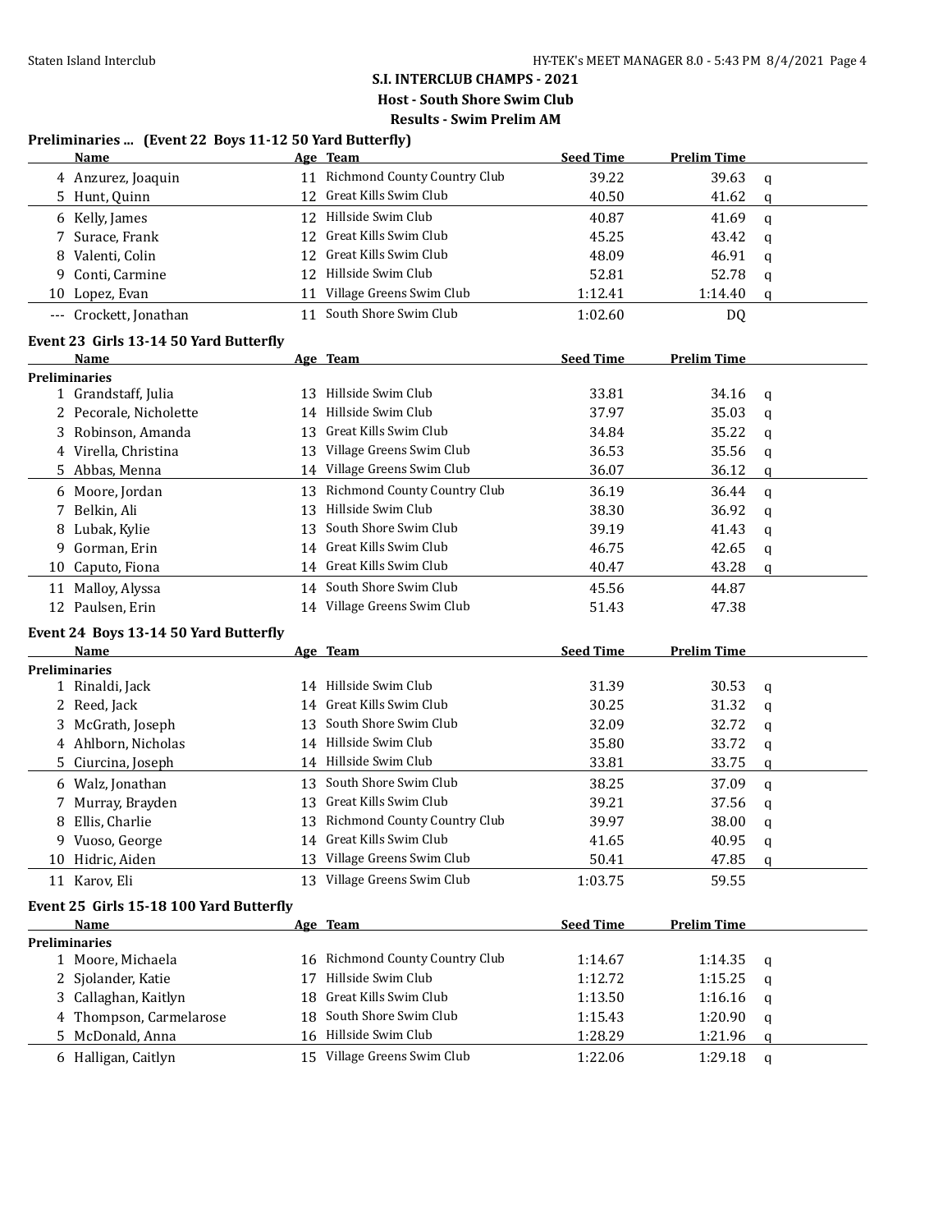**S.I. INTERCLUB CHAMPS - 2021**

**Host - South Shore Swim Club**

**Results - Swim Prelim AM**

### Preliminaries ... (Event 22 Boys 11-12 50 Yard Butterfly)

| | Name | Age | Team | Seed Time | Prelim Time | |
|---|---|---|---|---|---|---|
| 4 | Anzurez, Joaquin | 11 | Richmond County Country Club | 39.22 | 39.63 | q |
| 5 | Hunt, Quinn | 12 | Great Kills Swim Club | 40.50 | 41.62 | q |
| 6 | Kelly, James | 12 | Hillside Swim Club | 40.87 | 41.69 | q |
| 7 | Surace, Frank | 12 | Great Kills Swim Club | 45.25 | 43.42 | q |
| 8 | Valenti, Colin | 12 | Great Kills Swim Club | 48.09 | 46.91 | q |
| 9 | Conti, Carmine | 12 | Hillside Swim Club | 52.81 | 52.78 | q |
| 10 | Lopez, Evan | 11 | Village Greens Swim Club | 1:12.41 | 1:14.40 | q |
| --- | Crockett, Jonathan | 11 | South Shore Swim Club | 1:02.60 | DQ | |

### Event 23 Girls 13-14 50 Yard Butterfly

| | Name | Age | Team | Seed Time | Prelim Time | |
|---|---|---|---|---|---|---|
| **Preliminaries** | | | | | | |
| 1 | Grandstaff, Julia | 13 | Hillside Swim Club | 33.81 | 34.16 | q |
| 2 | Pecorale, Nicholette | 14 | Hillside Swim Club | 37.97 | 35.03 | q |
| 3 | Robinson, Amanda | 13 | Great Kills Swim Club | 34.84 | 35.22 | q |
| 4 | Virella, Christina | 13 | Village Greens Swim Club | 36.53 | 35.56 | q |
| 5 | Abbas, Menna | 14 | Village Greens Swim Club | 36.07 | 36.12 | q |
| 6 | Moore, Jordan | 13 | Richmond County Country Club | 36.19 | 36.44 | q |
| 7 | Belkin, Ali | 13 | Hillside Swim Club | 38.30 | 36.92 | q |
| 8 | Lubak, Kylie | 13 | South Shore Swim Club | 39.19 | 41.43 | q |
| 9 | Gorman, Erin | 14 | Great Kills Swim Club | 46.75 | 42.65 | q |
| 10 | Caputo, Fiona | 14 | Great Kills Swim Club | 40.47 | 43.28 | q |
| 11 | Malloy, Alyssa | 14 | South Shore Swim Club | 45.56 | 44.87 | |
| 12 | Paulsen, Erin | 14 | Village Greens Swim Club | 51.43 | 47.38 | |

### Event 24 Boys 13-14 50 Yard Butterfly

| | Name | Age | Team | Seed Time | Prelim Time | |
|---|---|---|---|---|---|---|
| **Preliminaries** | | | | | | |
| 1 | Rinaldi, Jack | 14 | Hillside Swim Club | 31.39 | 30.53 | q |
| 2 | Reed, Jack | 14 | Great Kills Swim Club | 30.25 | 31.32 | q |
| 3 | McGrath, Joseph | 13 | South Shore Swim Club | 32.09 | 32.72 | q |
| 4 | Ahlborn, Nicholas | 14 | Hillside Swim Club | 35.80 | 33.72 | q |
| 5 | Ciurcina, Joseph | 14 | Hillside Swim Club | 33.81 | 33.75 | q |
| 6 | Walz, Jonathan | 13 | South Shore Swim Club | 38.25 | 37.09 | q |
| 7 | Murray, Brayden | 13 | Great Kills Swim Club | 39.21 | 37.56 | q |
| 8 | Ellis, Charlie | 13 | Richmond County Country Club | 39.97 | 38.00 | q |
| 9 | Vuoso, George | 14 | Great Kills Swim Club | 41.65 | 40.95 | q |
| 10 | Hidric, Aiden | 13 | Village Greens Swim Club | 50.41 | 47.85 | q |
| 11 | Karov, Eli | 13 | Village Greens Swim Club | 1:03.75 | 59.55 | |

### Event 25 Girls 15-18 100 Yard Butterfly

| | Name | Age | Team | Seed Time | Prelim Time | |
|---|---|---|---|---|---|---|
| **Preliminaries** | | | | | | |
| 1 | Moore, Michaela | 16 | Richmond County Country Club | 1:14.67 | 1:14.35 | q |
| 2 | Sjolander, Katie | 17 | Hillside Swim Club | 1:12.72 | 1:15.25 | q |
| 3 | Callaghan, Kaitlyn | 18 | Great Kills Swim Club | 1:13.50 | 1:16.16 | q |
| 4 | Thompson, Carmelarose | 18 | South Shore Swim Club | 1:15.43 | 1:20.90 | q |
| 5 | McDonald, Anna | 16 | Hillside Swim Club | 1:28.29 | 1:21.96 | q |
| 6 | Halligan, Caitlyn | 15 | Village Greens Swim Club | 1:22.06 | 1:29.18 | q |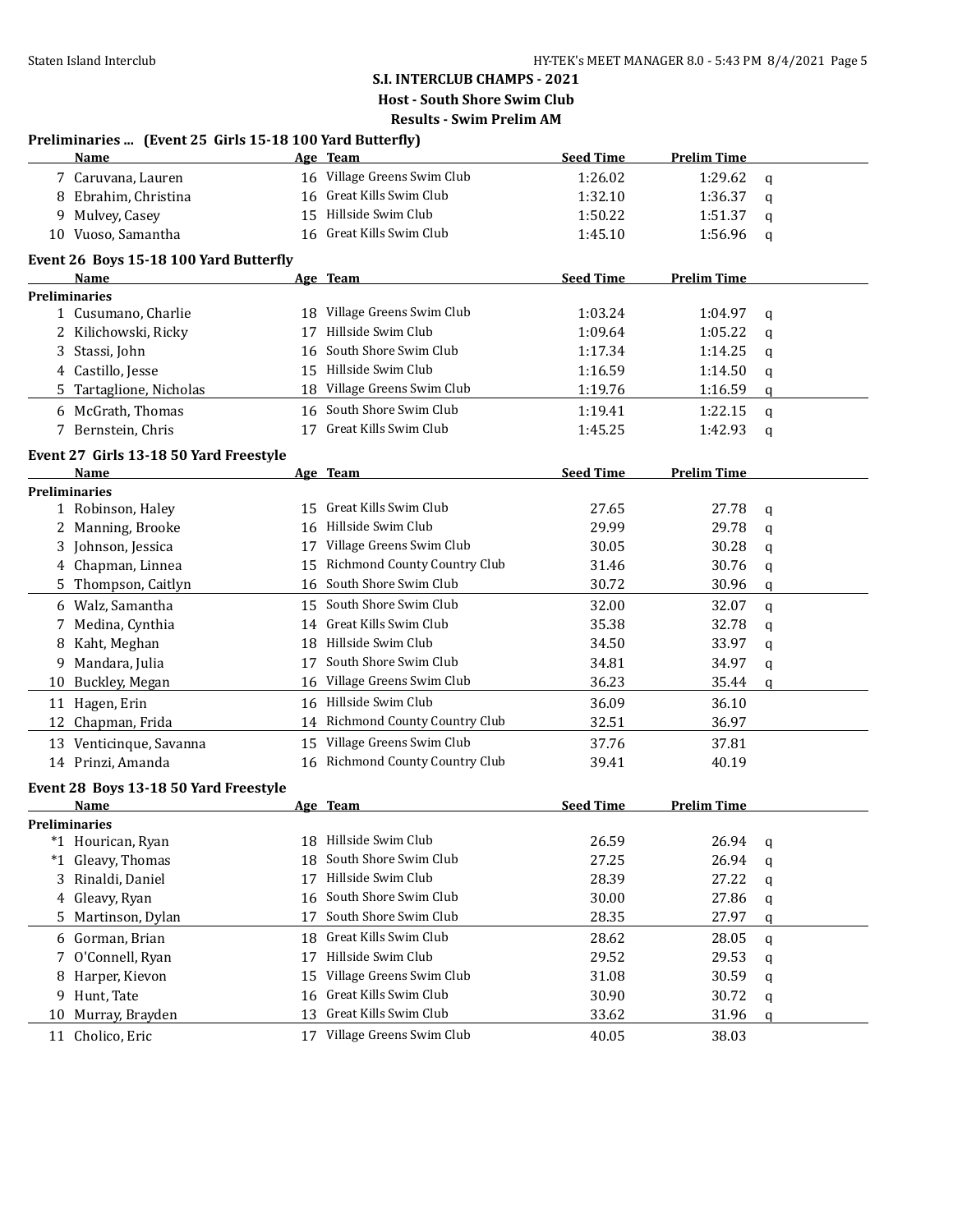**S.I. INTERCLUB CHAMPS - 2021**

**Host - South Shore Swim Club**

**Results - Swim Prelim AM**

### Preliminaries ... (Event 25 Girls 15-18 100 Yard Butterfly)

| | Name | Age | Team | Seed Time | Prelim Time | |
|---|---|---|---|---|---|---|
| 7 | Caruvana, Lauren | 16 | Village Greens Swim Club | 1:26.02 | 1:29.62 | q |
| 8 | Ebrahim, Christina | 16 | Great Kills Swim Club | 1:32.10 | 1:36.37 | q |
| 9 | Mulvey, Casey | 15 | Hillside Swim Club | 1:50.22 | 1:51.37 | q |
| 10 | Vuoso, Samantha | 16 | Great Kills Swim Club | 1:45.10 | 1:56.96 | q |

### Event 26 Boys 15-18 100 Yard Butterfly

| | Name | Age | Team | Seed Time | Prelim Time | |
|---|---|---|---|---|---|---|
| **Preliminaries** | | | | | | |
| 1 | Cusumano, Charlie | 18 | Village Greens Swim Club | 1:03.24 | 1:04.97 | q |
| 2 | Kilichowski, Ricky | 17 | Hillside Swim Club | 1:09.64 | 1:05.22 | q |
| 3 | Stassi, John | 16 | South Shore Swim Club | 1:17.34 | 1:14.25 | q |
| 4 | Castillo, Jesse | 15 | Hillside Swim Club | 1:16.59 | 1:14.50 | q |
| 5 | Tartaglione, Nicholas | 18 | Village Greens Swim Club | 1:19.76 | 1:16.59 | q |
| 6 | McGrath, Thomas | 16 | South Shore Swim Club | 1:19.41 | 1:22.15 | q |
| 7 | Bernstein, Chris | 17 | Great Kills Swim Club | 1:45.25 | 1:42.93 | q |

### Event 27 Girls 13-18 50 Yard Freestyle

| | Name | Age | Team | Seed Time | Prelim Time | |
|---|---|---|---|---|---|---|
| **Preliminaries** | | | | | | |
| 1 | Robinson, Haley | 15 | Great Kills Swim Club | 27.65 | 27.78 | q |
| 2 | Manning, Brooke | 16 | Hillside Swim Club | 29.99 | 29.78 | q |
| 3 | Johnson, Jessica | 17 | Village Greens Swim Club | 30.05 | 30.28 | q |
| 4 | Chapman, Linnea | 15 | Richmond County Country Club | 31.46 | 30.76 | q |
| 5 | Thompson, Caitlyn | 16 | South Shore Swim Club | 30.72 | 30.96 | q |
| 6 | Walz, Samantha | 15 | South Shore Swim Club | 32.00 | 32.07 | q |
| 7 | Medina, Cynthia | 14 | Great Kills Swim Club | 35.38 | 32.78 | q |
| 8 | Kaht, Meghan | 18 | Hillside Swim Club | 34.50 | 33.97 | q |
| 9 | Mandara, Julia | 17 | South Shore Swim Club | 34.81 | 34.97 | q |
| 10 | Buckley, Megan | 16 | Village Greens Swim Club | 36.23 | 35.44 | q |
| 11 | Hagen, Erin | 16 | Hillside Swim Club | 36.09 | 36.10 | |
| 12 | Chapman, Frida | 14 | Richmond County Country Club | 32.51 | 36.97 | |
| 13 | Venticinque, Savanna | 15 | Village Greens Swim Club | 37.76 | 37.81 | |
| 14 | Prinzi, Amanda | 16 | Richmond County Country Club | 39.41 | 40.19 | |

### Event 28 Boys 13-18 50 Yard Freestyle

| | Name | Age | Team | Seed Time | Prelim Time | |
|---|---|---|---|---|---|---|
| **Preliminaries** | | | | | | |
| *1 | Hourican, Ryan | 18 | Hillside Swim Club | 26.59 | 26.94 | q |
| *1 | Gleavy, Thomas | 18 | South Shore Swim Club | 27.25 | 26.94 | q |
| 3 | Rinaldi, Daniel | 17 | Hillside Swim Club | 28.39 | 27.22 | q |
| 4 | Gleavy, Ryan | 16 | South Shore Swim Club | 30.00 | 27.86 | q |
| 5 | Martinson, Dylan | 17 | South Shore Swim Club | 28.35 | 27.97 | q |
| 6 | Gorman, Brian | 18 | Great Kills Swim Club | 28.62 | 28.05 | q |
| 7 | O'Connell, Ryan | 17 | Hillside Swim Club | 29.52 | 29.53 | q |
| 8 | Harper, Kievon | 15 | Village Greens Swim Club | 31.08 | 30.59 | q |
| 9 | Hunt, Tate | 16 | Great Kills Swim Club | 30.90 | 30.72 | q |
| 10 | Murray, Brayden | 13 | Great Kills Swim Club | 33.62 | 31.96 | q |
| 11 | Cholico, Eric | 17 | Village Greens Swim Club | 40.05 | 38.03 | |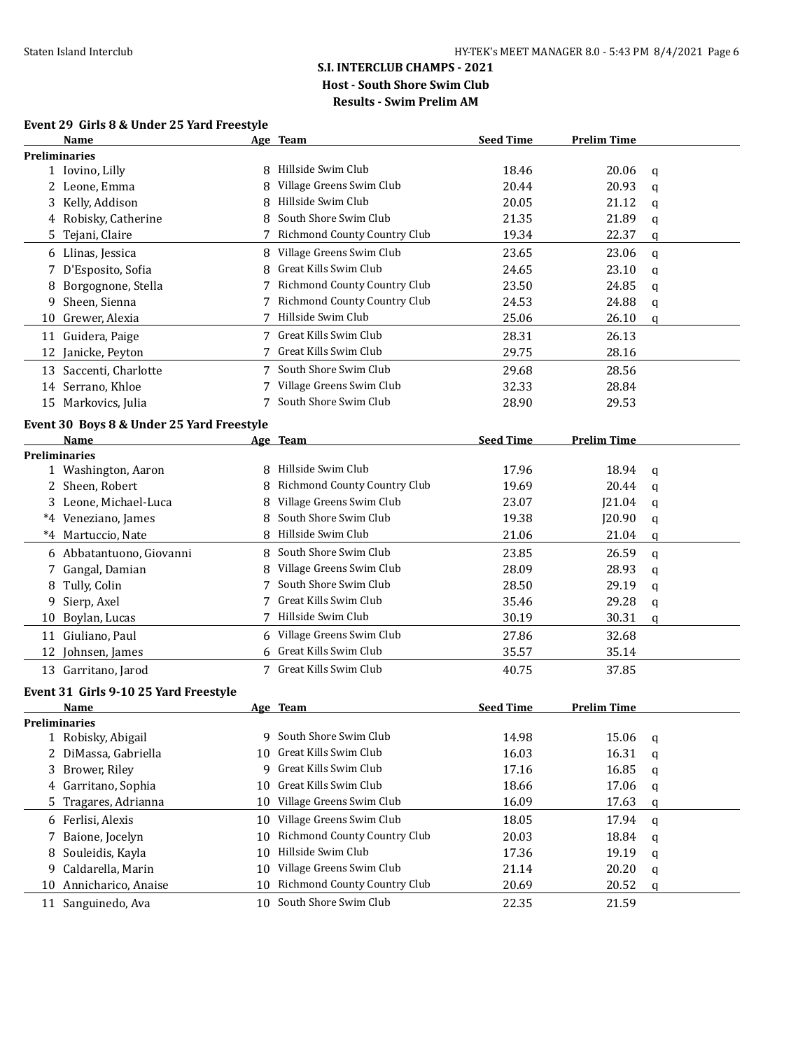## S.I. INTERCLUB CHAMPS - 2021

**Host - South Shore Swim Club**

**Results - Swim Prelim AM**

### Event 29 Girls 8 & Under 25 Yard Freestyle

| | Name | Age | Team | Seed Time | Prelim Time | |
|---|---|---|---|---|---|---|
| **Preliminaries** | | | | | | |
| 1 | Iovino, Lilly | 8 | Hillside Swim Club | 18.46 | 20.06 | q |
| 2 | Leone, Emma | 8 | Village Greens Swim Club | 20.44 | 20.93 | q |
| 3 | Kelly, Addison | 8 | Hillside Swim Club | 20.05 | 21.12 | q |
| 4 | Robisky, Catherine | 8 | South Shore Swim Club | 21.35 | 21.89 | q |
| 5 | Tejani, Claire | 7 | Richmond County Country Club | 19.34 | 22.37 | q |
| 6 | Llinas, Jessica | 8 | Village Greens Swim Club | 23.65 | 23.06 | q |
| 7 | D'Esposito, Sofia | 8 | Great Kills Swim Club | 24.65 | 23.10 | q |
| 8 | Borgognone, Stella | 7 | Richmond County Country Club | 23.50 | 24.85 | q |
| 9 | Sheen, Sienna | 7 | Richmond County Country Club | 24.53 | 24.88 | q |
| 10 | Grewer, Alexia | 7 | Hillside Swim Club | 25.06 | 26.10 | q |
| 11 | Guidera, Paige | 7 | Great Kills Swim Club | 28.31 | 26.13 | |
| 12 | Janicke, Peyton | 7 | Great Kills Swim Club | 29.75 | 28.16 | |
| 13 | Saccenti, Charlotte | 7 | South Shore Swim Club | 29.68 | 28.56 | |
| 14 | Serrano, Khloe | 7 | Village Greens Swim Club | 32.33 | 28.84 | |
| 15 | Markovics, Julia | 7 | South Shore Swim Club | 28.90 | 29.53 | |

### Event 30 Boys 8 & Under 25 Yard Freestyle

| | Name | Age | Team | Seed Time | Prelim Time | |
|---|---|---|---|---|---|---|
| **Preliminaries** | | | | | | |
| 1 | Washington, Aaron | 8 | Hillside Swim Club | 17.96 | 18.94 | q |
| 2 | Sheen, Robert | 8 | Richmond County Country Club | 19.69 | 20.44 | q |
| 3 | Leone, Michael-Luca | 8 | Village Greens Swim Club | 23.07 | J21.04 | q |
| *4 | Veneziano, James | 8 | South Shore Swim Club | 19.38 | J20.90 | q |
| *4 | Martuccio, Nate | 8 | Hillside Swim Club | 21.06 | 21.04 | q |
| 6 | Abbatantuono, Giovanni | 8 | South Shore Swim Club | 23.85 | 26.59 | q |
| 7 | Gangal, Damian | 8 | Village Greens Swim Club | 28.09 | 28.93 | q |
| 8 | Tully, Colin | 7 | South Shore Swim Club | 28.50 | 29.19 | q |
| 9 | Sierp, Axel | 7 | Great Kills Swim Club | 35.46 | 29.28 | q |
| 10 | Boylan, Lucas | 7 | Hillside Swim Club | 30.19 | 30.31 | q |
| 11 | Giuliano, Paul | 6 | Village Greens Swim Club | 27.86 | 32.68 | |
| 12 | Johnsen, James | 6 | Great Kills Swim Club | 35.57 | 35.14 | |
| 13 | Garritano, Jarod | 7 | Great Kills Swim Club | 40.75 | 37.85 | |

### Event 31 Girls 9-10 25 Yard Freestyle

| | Name | Age | Team | Seed Time | Prelim Time | |
|---|---|---|---|---|---|---|
| **Preliminaries** | | | | | | |
| 1 | Robisky, Abigail | 9 | South Shore Swim Club | 14.98 | 15.06 | q |
| 2 | DiMassa, Gabriella | 10 | Great Kills Swim Club | 16.03 | 16.31 | q |
| 3 | Brower, Riley | 9 | Great Kills Swim Club | 17.16 | 16.85 | q |
| 4 | Garritano, Sophia | 10 | Great Kills Swim Club | 18.66 | 17.06 | q |
| 5 | Tragares, Adrianna | 10 | Village Greens Swim Club | 16.09 | 17.63 | q |
| 6 | Ferlisi, Alexis | 10 | Village Greens Swim Club | 18.05 | 17.94 | q |
| 7 | Baione, Jocelyn | 10 | Richmond County Country Club | 20.03 | 18.84 | q |
| 8 | Souleidis, Kayla | 10 | Hillside Swim Club | 17.36 | 19.19 | q |
| 9 | Caldarella, Marin | 10 | Village Greens Swim Club | 21.14 | 20.20 | q |
| 10 | Annicharico, Anaise | 10 | Richmond County Country Club | 20.69 | 20.52 | q |
| 11 | Sanguinedo, Ava | 10 | South Shore Swim Club | 22.35 | 21.59 | |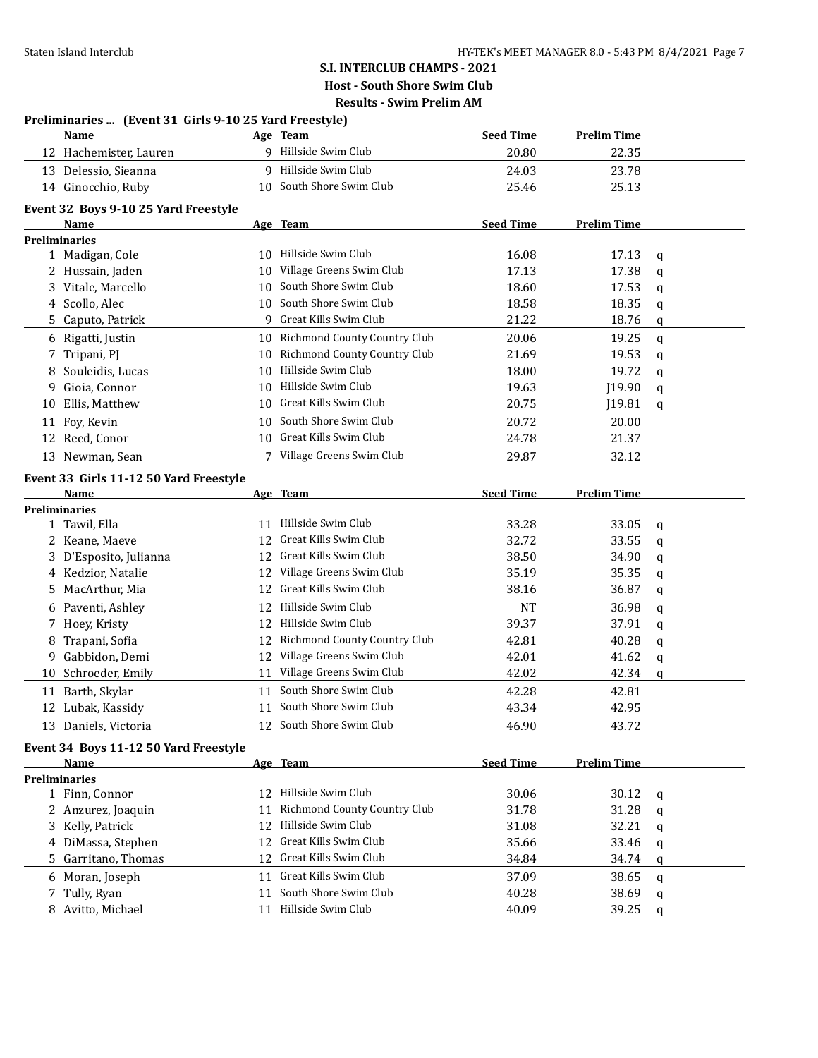## S.I. INTERCLUB CHAMPS - 2021

**Host - South Shore Swim Club**

**Results - Swim Prelim AM**

### Preliminaries ... (Event 31 Girls 9-10 25 Yard Freestyle)

| | Name | Age | Team | Seed Time | Prelim Time | |
|---|---|---|---|---|---|---|
| 12 | Hachemister, Lauren | 9 | Hillside Swim Club | 20.80 | 22.35 | |
| 13 | Delessio, Sieanna | 9 | Hillside Swim Club | 24.03 | 23.78 | |
| 14 | Ginocchio, Ruby | 10 | South Shore Swim Club | 25.46 | 25.13 | |

### Event 32 Boys 9-10 25 Yard Freestyle

| | Name | Age | Team | Seed Time | Prelim Time | |
|---|---|---|---|---|---|---|
| **Preliminaries** | | | | | | |
| 1 | Madigan, Cole | 10 | Hillside Swim Club | 16.08 | 17.13 | q |
| 2 | Hussain, Jaden | 10 | Village Greens Swim Club | 17.13 | 17.38 | q |
| 3 | Vitale, Marcello | 10 | South Shore Swim Club | 18.60 | 17.53 | q |
| 4 | Scollo, Alec | 10 | South Shore Swim Club | 18.58 | 18.35 | q |
| 5 | Caputo, Patrick | 9 | Great Kills Swim Club | 21.22 | 18.76 | q |
| 6 | Rigatti, Justin | 10 | Richmond County Country Club | 20.06 | 19.25 | q |
| 7 | Tripani, PJ | 10 | Richmond County Country Club | 21.69 | 19.53 | q |
| 8 | Souleidis, Lucas | 10 | Hillside Swim Club | 18.00 | 19.72 | q |
| 9 | Gioia, Connor | 10 | Hillside Swim Club | 19.63 | J19.90 | q |
| 10 | Ellis, Matthew | 10 | Great Kills Swim Club | 20.75 | J19.81 | q |
| 11 | Foy, Kevin | 10 | South Shore Swim Club | 20.72 | 20.00 | |
| 12 | Reed, Conor | 10 | Great Kills Swim Club | 24.78 | 21.37 | |
| 13 | Newman, Sean | 7 | Village Greens Swim Club | 29.87 | 32.12 | |

### Event 33 Girls 11-12 50 Yard Freestyle

| | Name | Age | Team | Seed Time | Prelim Time | |
|---|---|---|---|---|---|---|
| **Preliminaries** | | | | | | |
| 1 | Tawil, Ella | 11 | Hillside Swim Club | 33.28 | 33.05 | q |
| 2 | Keane, Maeve | 12 | Great Kills Swim Club | 32.72 | 33.55 | q |
| 3 | D'Esposito, Julianna | 12 | Great Kills Swim Club | 38.50 | 34.90 | q |
| 4 | Kedzior, Natalie | 12 | Village Greens Swim Club | 35.19 | 35.35 | q |
| 5 | MacArthur, Mia | 12 | Great Kills Swim Club | 38.16 | 36.87 | q |
| 6 | Paventi, Ashley | 12 | Hillside Swim Club | NT | 36.98 | q |
| 7 | Hoey, Kristy | 12 | Hillside Swim Club | 39.37 | 37.91 | q |
| 8 | Trapani, Sofia | 12 | Richmond County Country Club | 42.81 | 40.28 | q |
| 9 | Gabbidon, Demi | 12 | Village Greens Swim Club | 42.01 | 41.62 | q |
| 10 | Schroeder, Emily | 11 | Village Greens Swim Club | 42.02 | 42.34 | q |
| 11 | Barth, Skylar | 11 | South Shore Swim Club | 42.28 | 42.81 | |
| 12 | Lubak, Kassidy | 11 | South Shore Swim Club | 43.34 | 42.95 | |
| 13 | Daniels, Victoria | 12 | South Shore Swim Club | 46.90 | 43.72 | |

### Event 34 Boys 11-12 50 Yard Freestyle

| | Name | Age | Team | Seed Time | Prelim Time | |
|---|---|---|---|---|---|---|
| **Preliminaries** | | | | | | |
| 1 | Finn, Connor | 12 | Hillside Swim Club | 30.06 | 30.12 | q |
| 2 | Anzurez, Joaquin | 11 | Richmond County Country Club | 31.78 | 31.28 | q |
| 3 | Kelly, Patrick | 12 | Hillside Swim Club | 31.08 | 32.21 | q |
| 4 | DiMassa, Stephen | 12 | Great Kills Swim Club | 35.66 | 33.46 | q |
| 5 | Garritano, Thomas | 12 | Great Kills Swim Club | 34.84 | 34.74 | q |
| 6 | Moran, Joseph | 11 | Great Kills Swim Club | 37.09 | 38.65 | q |
| 7 | Tully, Ryan | 11 | South Shore Swim Club | 40.28 | 38.69 | q |
| 8 | Avitto, Michael | 11 | Hillside Swim Club | 40.09 | 39.25 | q |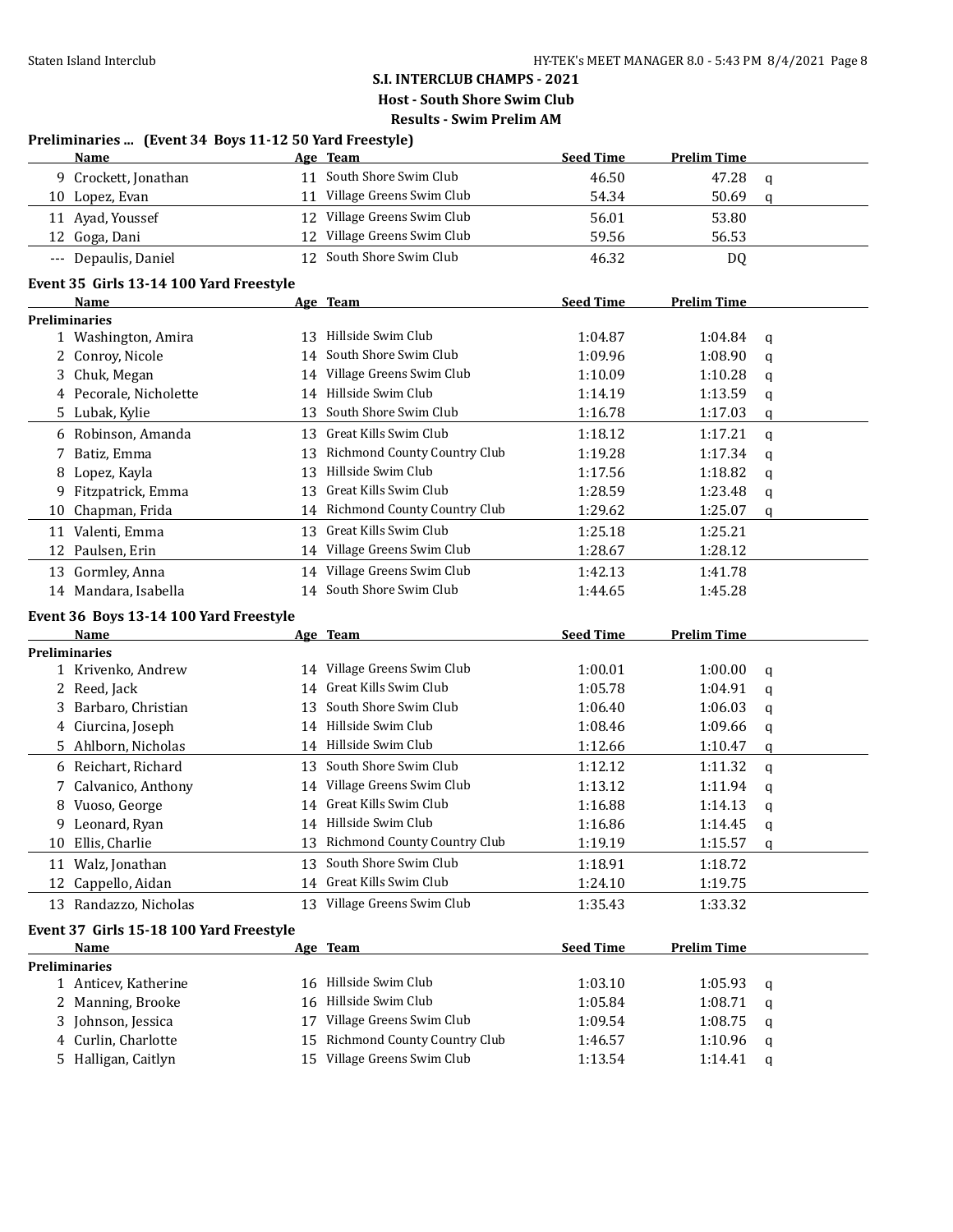**S.I. INTERCLUB CHAMPS - 2021**

**Host - South Shore Swim Club**

**Results - Swim Prelim AM**

### Preliminaries ... (Event 34 Boys 11-12 50 Yard Freestyle)

| | Name | Age | Team | Seed Time | Prelim Time | |
|---|---|---|---|---|---|---|
| 9 | Crockett, Jonathan | 11 | South Shore Swim Club | 46.50 | 47.28 | q |
| 10 | Lopez, Evan | 11 | Village Greens Swim Club | 54.34 | 50.69 | q |
| 11 | Ayad, Youssef | 12 | Village Greens Swim Club | 56.01 | 53.80 | |
| 12 | Goga, Dani | 12 | Village Greens Swim Club | 59.56 | 56.53 | |
| --- | Depaulis, Daniel | 12 | South Shore Swim Club | 46.32 | DQ | |

### Event 35 Girls 13-14 100 Yard Freestyle

| | Name | Age | Team | Seed Time | Prelim Time | |
|---|---|---|---|---|---|---|
| **Preliminaries** | | | | | | |
| 1 | Washington, Amira | 13 | Hillside Swim Club | 1:04.87 | 1:04.84 | q |
| 2 | Conroy, Nicole | 14 | South Shore Swim Club | 1:09.96 | 1:08.90 | q |
| 3 | Chuk, Megan | 14 | Village Greens Swim Club | 1:10.09 | 1:10.28 | q |
| 4 | Pecorale, Nicholette | 14 | Hillside Swim Club | 1:14.19 | 1:13.59 | q |
| 5 | Lubak, Kylie | 13 | South Shore Swim Club | 1:16.78 | 1:17.03 | q |
| 6 | Robinson, Amanda | 13 | Great Kills Swim Club | 1:18.12 | 1:17.21 | q |
| 7 | Batiz, Emma | 13 | Richmond County Country Club | 1:19.28 | 1:17.34 | q |
| 8 | Lopez, Kayla | 13 | Hillside Swim Club | 1:17.56 | 1:18.82 | q |
| 9 | Fitzpatrick, Emma | 13 | Great Kills Swim Club | 1:28.59 | 1:23.48 | q |
| 10 | Chapman, Frida | 14 | Richmond County Country Club | 1:29.62 | 1:25.07 | q |
| 11 | Valenti, Emma | 13 | Great Kills Swim Club | 1:25.18 | 1:25.21 | |
| 12 | Paulsen, Erin | 14 | Village Greens Swim Club | 1:28.67 | 1:28.12 | |
| 13 | Gormley, Anna | 14 | Village Greens Swim Club | 1:42.13 | 1:41.78 | |
| 14 | Mandara, Isabella | 14 | South Shore Swim Club | 1:44.65 | 1:45.28 | |

### Event 36 Boys 13-14 100 Yard Freestyle

| | Name | Age | Team | Seed Time | Prelim Time | |
|---|---|---|---|---|---|---|
| **Preliminaries** | | | | | | |
| 1 | Krivenko, Andrew | 14 | Village Greens Swim Club | 1:00.01 | 1:00.00 | q |
| 2 | Reed, Jack | 14 | Great Kills Swim Club | 1:05.78 | 1:04.91 | q |
| 3 | Barbaro, Christian | 13 | South Shore Swim Club | 1:06.40 | 1:06.03 | q |
| 4 | Ciurcina, Joseph | 14 | Hillside Swim Club | 1:08.46 | 1:09.66 | q |
| 5 | Ahlborn, Nicholas | 14 | Hillside Swim Club | 1:12.66 | 1:10.47 | q |
| 6 | Reichart, Richard | 13 | South Shore Swim Club | 1:12.12 | 1:11.32 | q |
| 7 | Calvanico, Anthony | 14 | Village Greens Swim Club | 1:13.12 | 1:11.94 | q |
| 8 | Vuoso, George | 14 | Great Kills Swim Club | 1:16.88 | 1:14.13 | q |
| 9 | Leonard, Ryan | 14 | Hillside Swim Club | 1:16.86 | 1:14.45 | q |
| 10 | Ellis, Charlie | 13 | Richmond County Country Club | 1:19.19 | 1:15.57 | q |
| 11 | Walz, Jonathan | 13 | South Shore Swim Club | 1:18.91 | 1:18.72 | |
| 12 | Cappello, Aidan | 14 | Great Kills Swim Club | 1:24.10 | 1:19.75 | |
| 13 | Randazzo, Nicholas | 13 | Village Greens Swim Club | 1:35.43 | 1:33.32 | |

### Event 37 Girls 15-18 100 Yard Freestyle

| | Name | Age | Team | Seed Time | Prelim Time | |
|---|---|---|---|---|---|---|
| **Preliminaries** | | | | | | |
| 1 | Anticev, Katherine | 16 | Hillside Swim Club | 1:03.10 | 1:05.93 | q |
| 2 | Manning, Brooke | 16 | Hillside Swim Club | 1:05.84 | 1:08.71 | q |
| 3 | Johnson, Jessica | 17 | Village Greens Swim Club | 1:09.54 | 1:08.75 | q |
| 4 | Curlin, Charlotte | 15 | Richmond County Country Club | 1:46.57 | 1:10.96 | q |
| 5 | Halligan, Caitlyn | 15 | Village Greens Swim Club | 1:13.54 | 1:14.41 | q |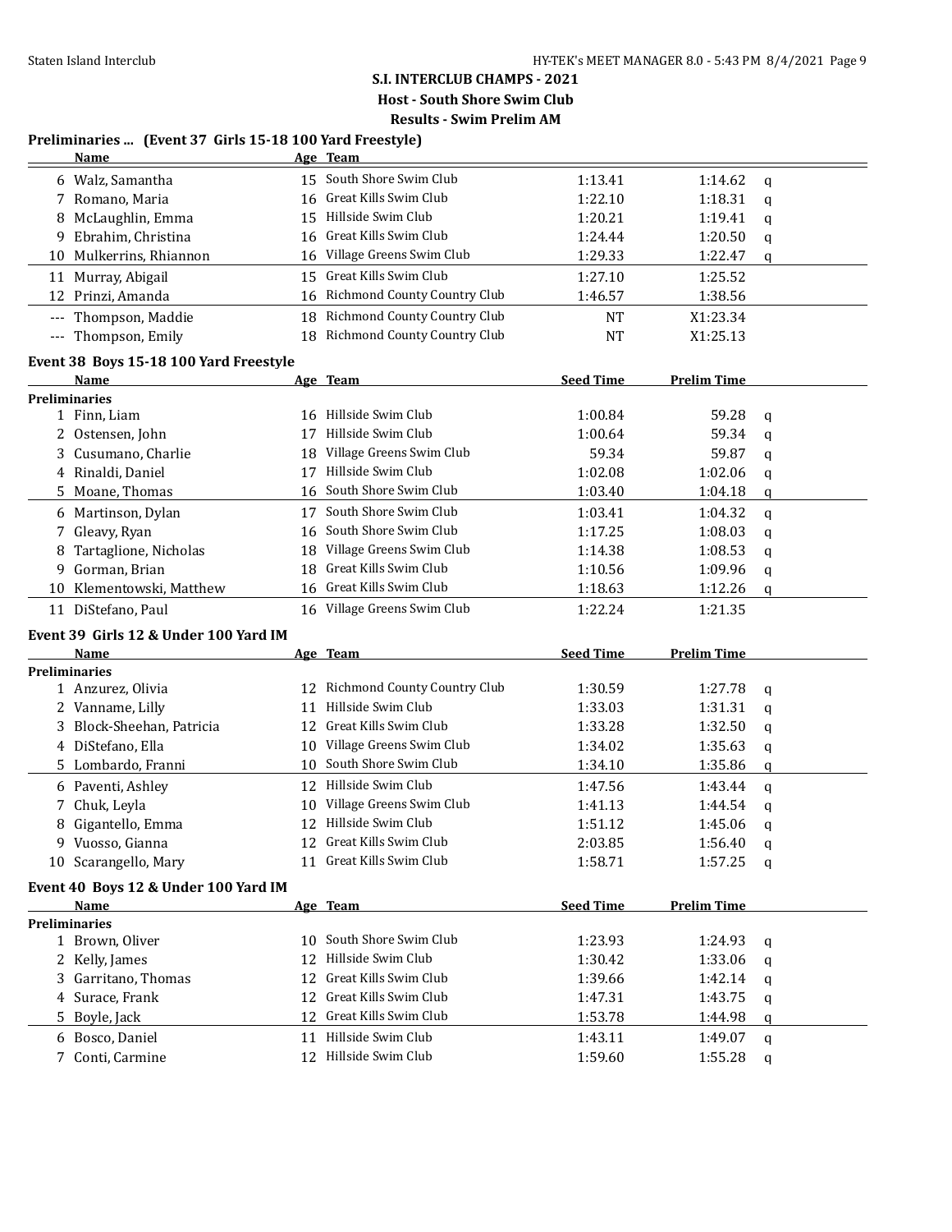**S.I. INTERCLUB CHAMPS - 2021**

**Host - South Shore Swim Club**

**Results - Swim Prelim AM**

## Preliminaries ... (Event 37 Girls 15-18 100 Yard Freestyle)

| | Name | Age | Team | | | |
|---|---|---|---|---|---|---|
| 6 | Walz, Samantha | 15 | South Shore Swim Club | 1:13.41 | 1:14.62 | q |
| 7 | Romano, Maria | 16 | Great Kills Swim Club | 1:22.10 | 1:18.31 | q |
| 8 | McLaughlin, Emma | 15 | Hillside Swim Club | 1:20.21 | 1:19.41 | q |
| 9 | Ebrahim, Christina | 16 | Great Kills Swim Club | 1:24.44 | 1:20.50 | q |
| 10 | Mulkerrins, Rhiannon | 16 | Village Greens Swim Club | 1:29.33 | 1:22.47 | q |
| 11 | Murray, Abigail | 15 | Great Kills Swim Club | 1:27.10 | 1:25.52 | |
| 12 | Prinzi, Amanda | 16 | Richmond County Country Club | 1:46.57 | 1:38.56 | |
| --- | Thompson, Maddie | 18 | Richmond County Country Club | NT | X1:23.34 | |
| --- | Thompson, Emily | 18 | Richmond County Country Club | NT | X1:25.13 | |

## Event 38 Boys 15-18 100 Yard Freestyle

| | Name | Age | Team | Seed Time | Prelim Time | |
|---|---|---|---|---|---|---|
| **Preliminaries** | | | | | | |
| 1 | Finn, Liam | 16 | Hillside Swim Club | 1:00.84 | 59.28 | q |
| 2 | Ostensen, John | 17 | Hillside Swim Club | 1:00.64 | 59.34 | q |
| 3 | Cusumano, Charlie | 18 | Village Greens Swim Club | 59.34 | 59.87 | q |
| 4 | Rinaldi, Daniel | 17 | Hillside Swim Club | 1:02.08 | 1:02.06 | q |
| 5 | Moane, Thomas | 16 | South Shore Swim Club | 1:03.40 | 1:04.18 | q |
| 6 | Martinson, Dylan | 17 | South Shore Swim Club | 1:03.41 | 1:04.32 | q |
| 7 | Gleavy, Ryan | 16 | South Shore Swim Club | 1:17.25 | 1:08.03 | q |
| 8 | Tartaglione, Nicholas | 18 | Village Greens Swim Club | 1:14.38 | 1:08.53 | q |
| 9 | Gorman, Brian | 18 | Great Kills Swim Club | 1:10.56 | 1:09.96 | q |
| 10 | Klementowski, Matthew | 16 | Great Kills Swim Club | 1:18.63 | 1:12.26 | q |
| 11 | DiStefano, Paul | 16 | Village Greens Swim Club | 1:22.24 | 1:21.35 | |

## Event 39 Girls 12 & Under 100 Yard IM

| | Name | Age | Team | Seed Time | Prelim Time | |
|---|---|---|---|---|---|---|
| **Preliminaries** | | | | | | |
| 1 | Anzurez, Olivia | 12 | Richmond County Country Club | 1:30.59 | 1:27.78 | q |
| 2 | Vanname, Lilly | 11 | Hillside Swim Club | 1:33.03 | 1:31.31 | q |
| 3 | Block-Sheehan, Patricia | 12 | Great Kills Swim Club | 1:33.28 | 1:32.50 | q |
| 4 | DiStefano, Ella | 10 | Village Greens Swim Club | 1:34.02 | 1:35.63 | q |
| 5 | Lombardo, Franni | 10 | South Shore Swim Club | 1:34.10 | 1:35.86 | q |
| 6 | Paventi, Ashley | 12 | Hillside Swim Club | 1:47.56 | 1:43.44 | q |
| 7 | Chuk, Leyla | 10 | Village Greens Swim Club | 1:41.13 | 1:44.54 | q |
| 8 | Gigantello, Emma | 12 | Hillside Swim Club | 1:51.12 | 1:45.06 | q |
| 9 | Vuosso, Gianna | 12 | Great Kills Swim Club | 2:03.85 | 1:56.40 | q |
| 10 | Scarangello, Mary | 11 | Great Kills Swim Club | 1:58.71 | 1:57.25 | q |

## Event 40 Boys 12 & Under 100 Yard IM

| | Name | Age | Team | Seed Time | Prelim Time | |
|---|---|---|---|---|---|---|
| **Preliminaries** | | | | | | |
| 1 | Brown, Oliver | 10 | South Shore Swim Club | 1:23.93 | 1:24.93 | q |
| 2 | Kelly, James | 12 | Hillside Swim Club | 1:30.42 | 1:33.06 | q |
| 3 | Garritano, Thomas | 12 | Great Kills Swim Club | 1:39.66 | 1:42.14 | q |
| 4 | Surace, Frank | 12 | Great Kills Swim Club | 1:47.31 | 1:43.75 | q |
| 5 | Boyle, Jack | 12 | Great Kills Swim Club | 1:53.78 | 1:44.98 | q |
| 6 | Bosco, Daniel | 11 | Hillside Swim Club | 1:43.11 | 1:49.07 | q |
| 7 | Conti, Carmine | 12 | Hillside Swim Club | 1:59.60 | 1:55.28 | q |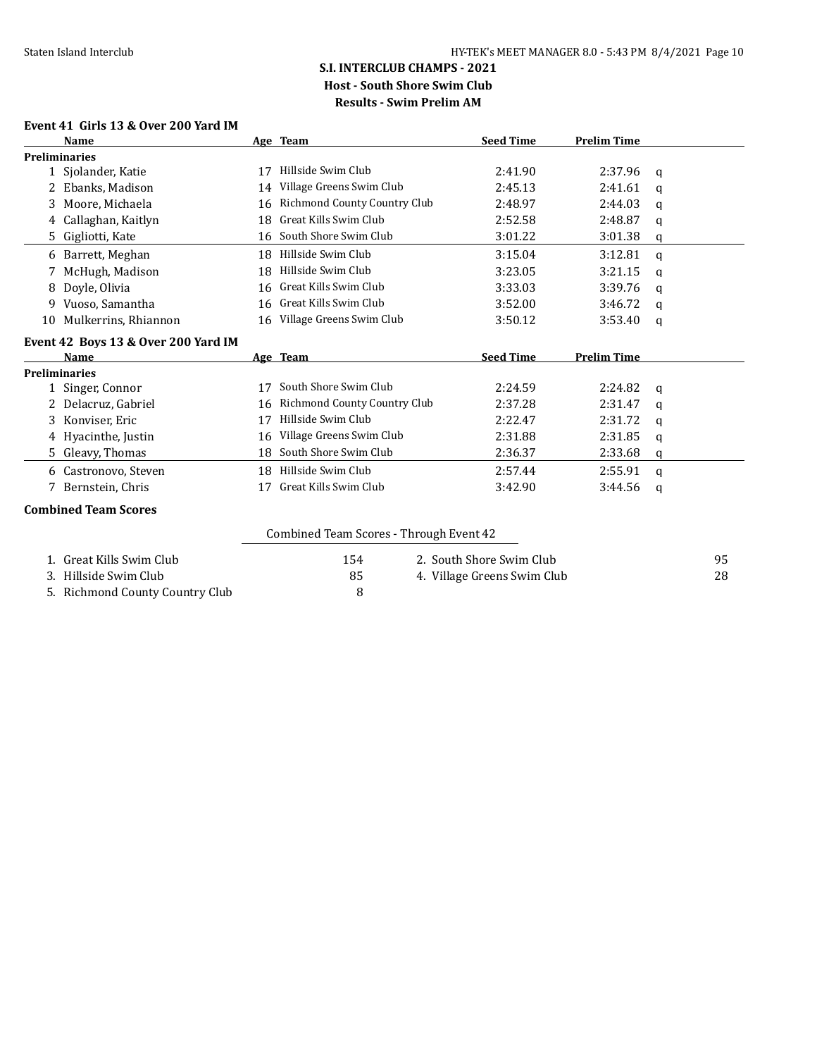**S.I. INTERCLUB CHAMPS - 2021**
**Host - South Shore Swim Club**
**Results - Swim Prelim AM**

### Event 41 Girls 13 & Over 200 Yard IM

| | Name | Age | Team | Seed Time | Prelim Time | |
|---|---|---|---|---|---|---|
| **Preliminaries** | | | | | | |
| 1 | Sjolander, Katie | 17 | Hillside Swim Club | 2:41.90 | 2:37.96 | q |
| 2 | Ebanks, Madison | 14 | Village Greens Swim Club | 2:45.13 | 2:41.61 | q |
| 3 | Moore, Michaela | 16 | Richmond County Country Club | 2:48.97 | 2:44.03 | q |
| 4 | Callaghan, Kaitlyn | 18 | Great Kills Swim Club | 2:52.58 | 2:48.87 | q |
| 5 | Gigliotti, Kate | 16 | South Shore Swim Club | 3:01.22 | 3:01.38 | q |
| 6 | Barrett, Meghan | 18 | Hillside Swim Club | 3:15.04 | 3:12.81 | q |
| 7 | McHugh, Madison | 18 | Hillside Swim Club | 3:23.05 | 3:21.15 | q |
| 8 | Doyle, Olivia | 16 | Great Kills Swim Club | 3:33.03 | 3:39.76 | q |
| 9 | Vuoso, Samantha | 16 | Great Kills Swim Club | 3:52.00 | 3:46.72 | q |
| 10 | Mulkerrins, Rhiannon | 16 | Village Greens Swim Club | 3:50.12 | 3:53.40 | q |

### Event 42 Boys 13 & Over 200 Yard IM

| | Name | Age | Team | Seed Time | Prelim Time | |
|---|---|---|---|---|---|---|
| **Preliminaries** | | | | | | |
| 1 | Singer, Connor | 17 | South Shore Swim Club | 2:24.59 | 2:24.82 | q |
| 2 | Delacruz, Gabriel | 16 | Richmond County Country Club | 2:37.28 | 2:31.47 | q |
| 3 | Konviser, Eric | 17 | Hillside Swim Club | 2:22.47 | 2:31.72 | q |
| 4 | Hyacinthe, Justin | 16 | Village Greens Swim Club | 2:31.88 | 2:31.85 | q |
| 5 | Gleavy, Thomas | 18 | South Shore Swim Club | 2:36.37 | 2:33.68 | q |
| 6 | Castronovo, Steven | 18 | Hillside Swim Club | 2:57.44 | 2:55.91 | q |
| 7 | Bernstein, Chris | 17 | Great Kills Swim Club | 3:42.90 | 3:44.56 | q |

### Combined Team Scores

Combined Team Scores - Through Event 42

| | | | |
|---|---|---|---|
| 1. Great Kills Swim Club | 154 | 2. South Shore Swim Club | 95 |
| 3. Hillside Swim Club | 85 | 4. Village Greens Swim Club | 28 |
| 5. Richmond County Country Club | 8 | | |